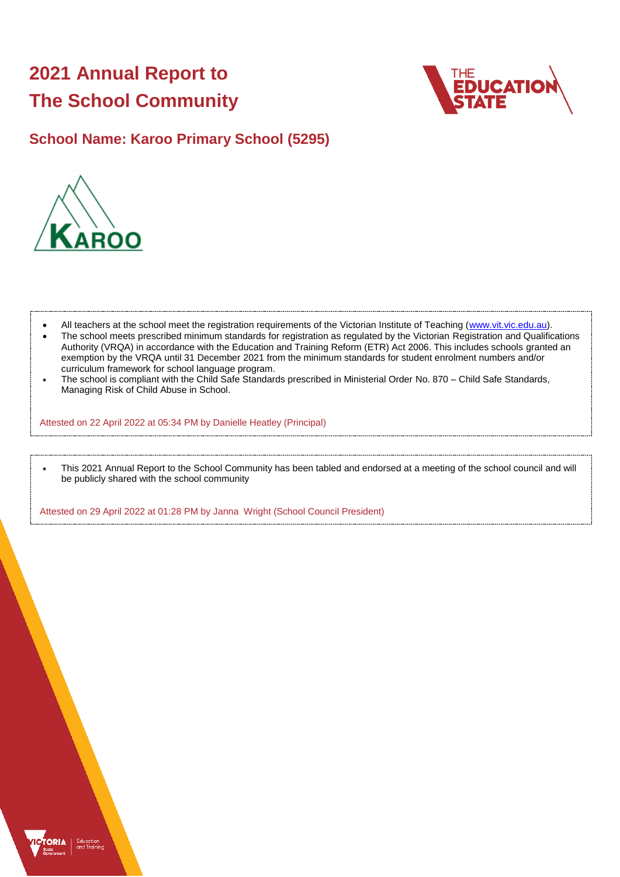# 2021 Annual Report to The School Community

## School Name: Karoo Primary School (5295)

- All teachers at the school meet the registration requirements of the Victorian Institute of Teaching (www.vit.vic.edu.au).
- The school meets prescribed minimum standards for registration as regulated by the Victorian Registration and Qualifications Authority (VRQA) in accordance with the Education and Training Reform (ETR) Act 2006. This includes schools granted an exemption by the VRQA until 31 December 2021 from the minimum standards for student enrolment numbers and/or curriculum framework for school language program.
- The school is compliant with the Child Safe Standards prescribed in Ministerial Order No. 870 – Child Safe Standards, Managing Risk of Child Abuse in School.

Attested on 22 April 2022 at 05:34 PM by Danielle Heatley (Principal)

- This 2021 Annual Report to the School Community has been tabled and endorsed at a meeting of the school council and will be publicly shared with the school community

Attested on 29 April 2022 at 01:28 PM by Janna Wright (School Council President)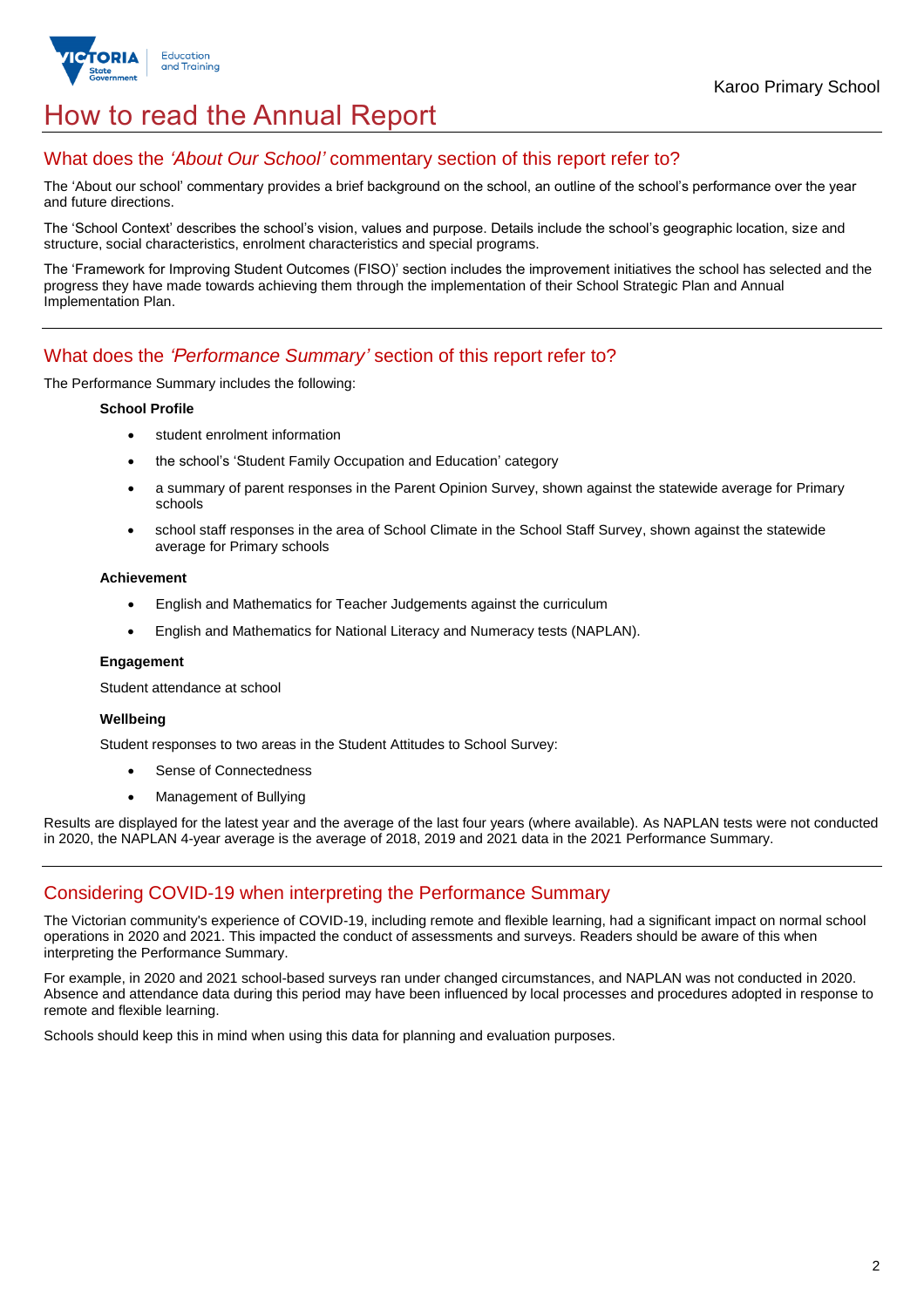# How to read the Annual Report

## What does the *'About Our School'* commentary section of this report refer to?

The 'About our school' commentary provides a brief background on the school, an outline of the school's performance over the year and future directions.

The 'School Context' describes the school's vision, values and purpose. Details include the school's geographic location, size and structure, social characteristics, enrolment characteristics and special programs.

The 'Framework for Improving Student Outcomes (FISO)' section includes the improvement initiatives the school has selected and the progress they have made towards achieving them through the implementation of their School Strategic Plan and Annual Implementation Plan.

## What does the *'Performance Summary'* section of this report refer to?

The Performance Summary includes the following:

**School Profile**

- student enrolment information
- the school's 'Student Family Occupation and Education' category
- a summary of parent responses in the Parent Opinion Survey, shown against the statewide average for Primary schools
- school staff responses in the area of School Climate in the School Staff Survey, shown against the statewide average for Primary schools

**Achievement**

- English and Mathematics for Teacher Judgements against the curriculum
- English and Mathematics for National Literacy and Numeracy tests (NAPLAN).

**Engagement**

Student attendance at school

**Wellbeing**

Student responses to two areas in the Student Attitudes to School Survey:

- Sense of Connectedness
- Management of Bullying

Results are displayed for the latest year and the average of the last four years (where available). As NAPLAN tests were not conducted in 2020, the NAPLAN 4-year average is the average of 2018, 2019 and 2021 data in the 2021 Performance Summary.

## Considering COVID-19 when interpreting the Performance Summary

The Victorian community's experience of COVID-19, including remote and flexible learning, had a significant impact on normal school operations in 2020 and 2021. This impacted the conduct of assessments and surveys. Readers should be aware of this when interpreting the Performance Summary.

For example, in 2020 and 2021 school-based surveys ran under changed circumstances, and NAPLAN was not conducted in 2020. Absence and attendance data during this period may have been influenced by local processes and procedures adopted in response to remote and flexible learning.

Schools should keep this in mind when using this data for planning and evaluation purposes.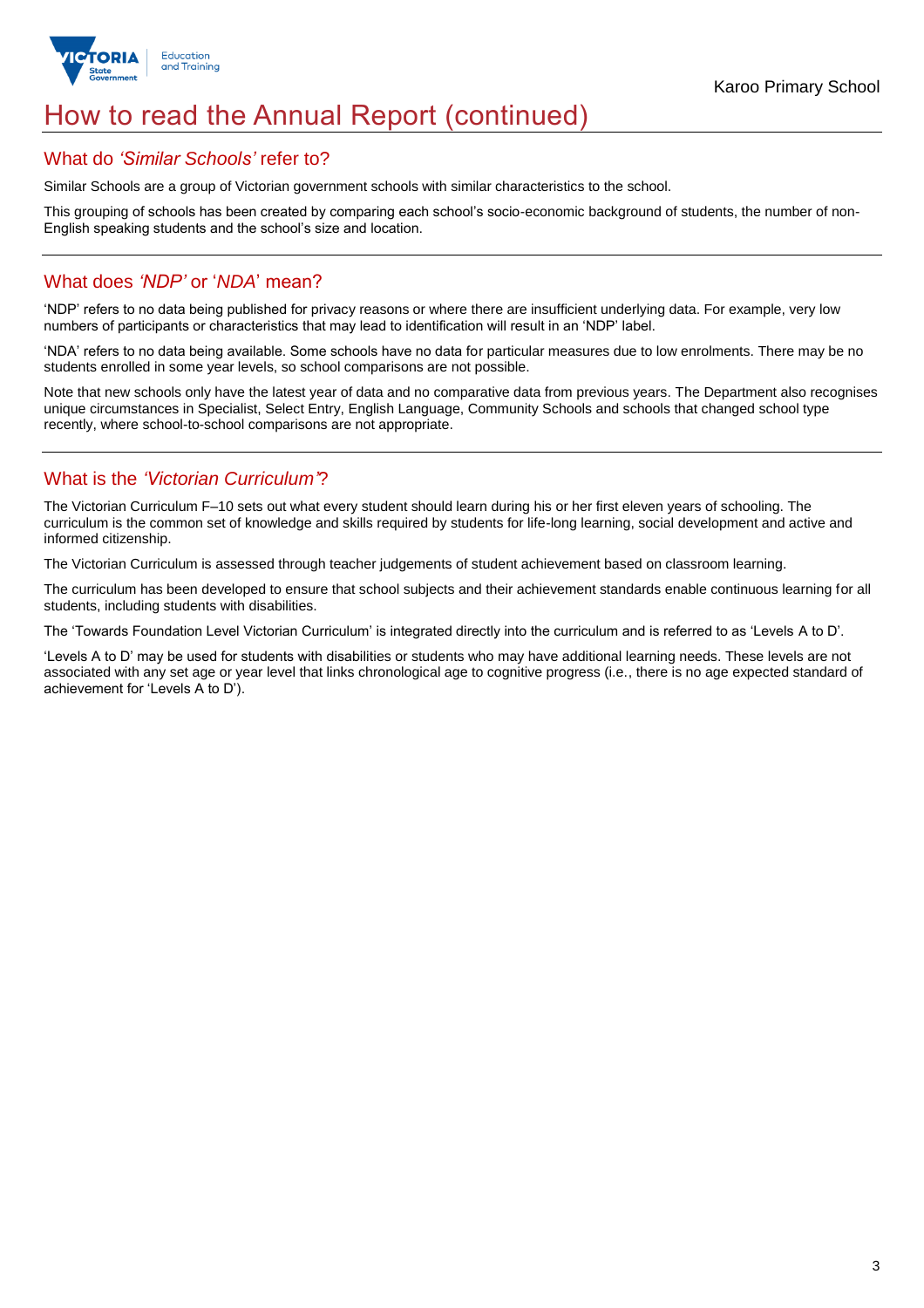# How to read the Annual Report (continued)

## What do *'Similar Schools'* refer to?

Similar Schools are a group of Victorian government schools with similar characteristics to the school.

This grouping of schools has been created by comparing each school's socio-economic background of students, the number of non-English speaking students and the school's size and location.

## What does *'NDP'* or '*NDA*' mean?

'NDP' refers to no data being published for privacy reasons or where there are insufficient underlying data. For example, very low numbers of participants or characteristics that may lead to identification will result in an 'NDP' label.

'NDA' refers to no data being available. Some schools have no data for particular measures due to low enrolments. There may be no students enrolled in some year levels, so school comparisons are not possible.

Note that new schools only have the latest year of data and no comparative data from previous years. The Department also recognises unique circumstances in Specialist, Select Entry, English Language, Community Schools and schools that changed school type recently, where school-to-school comparisons are not appropriate.

## What is the *'Victorian Curriculum'*?

The Victorian Curriculum F–10 sets out what every student should learn during his or her first eleven years of schooling. The curriculum is the common set of knowledge and skills required by students for life-long learning, social development and active and informed citizenship.

The Victorian Curriculum is assessed through teacher judgements of student achievement based on classroom learning.

The curriculum has been developed to ensure that school subjects and their achievement standards enable continuous learning for all students, including students with disabilities.

The 'Towards Foundation Level Victorian Curriculum' is integrated directly into the curriculum and is referred to as 'Levels A to D'.

'Levels A to D' may be used for students with disabilities or students who may have additional learning needs. These levels are not associated with any set age or year level that links chronological age to cognitive progress (i.e., there is no age expected standard of achievement for 'Levels A to D').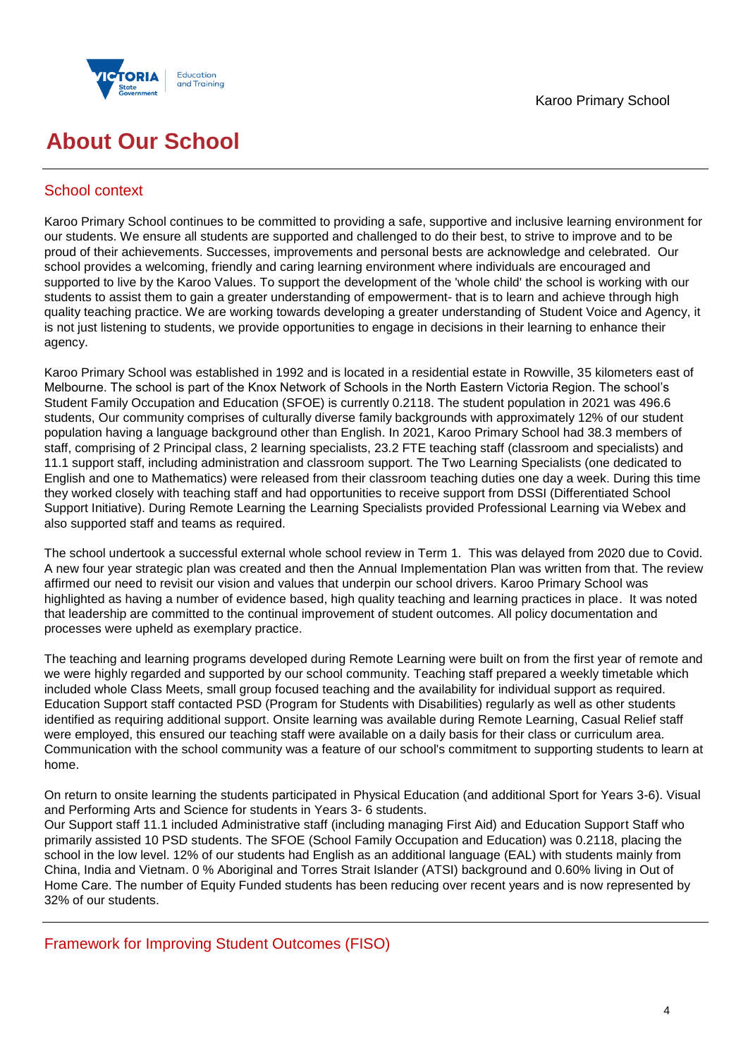# About Our School

## School context

Karoo Primary School continues to be committed to providing a safe, supportive and inclusive learning environment for our students. We ensure all students are supported and challenged to do their best, to strive to improve and to be proud of their achievements. Successes, improvements and personal bests are acknowledge and celebrated. Our school provides a welcoming, friendly and caring learning environment where individuals are encouraged and supported to live by the Karoo Values. To support the development of the 'whole child' the school is working with our students to assist them to gain a greater understanding of empowerment- that is to learn and achieve through high quality teaching practice. We are working towards developing a greater understanding of Student Voice and Agency, it is not just listening to students, we provide opportunities to engage in decisions in their learning to enhance their agency.

Karoo Primary School was established in 1992 and is located in a residential estate in Rowville, 35 kilometers east of Melbourne. The school is part of the Knox Network of Schools in the North Eastern Victoria Region. The school's Student Family Occupation and Education (SFOE) is currently 0.2118. The student population in 2021 was 496.6 students, Our community comprises of culturally diverse family backgrounds with approximately 12% of our student population having a language background other than English. In 2021, Karoo Primary School had 38.3 members of staff, comprising of 2 Principal class, 2 learning specialists, 23.2 FTE teaching staff (classroom and specialists) and 11.1 support staff, including administration and classroom support. The Two Learning Specialists (one dedicated to English and one to Mathematics) were released from their classroom teaching duties one day a week. During this time they worked closely with teaching staff and had opportunities to receive support from DSSI (Differentiated School Support Initiative). During Remote Learning the Learning Specialists provided Professional Learning via Webex and also supported staff and teams as required.

The school undertook a successful external whole school review in Term 1. This was delayed from 2020 due to Covid. A new four year strategic plan was created and then the Annual Implementation Plan was written from that. The review affirmed our need to revisit our vision and values that underpin our school drivers. Karoo Primary School was highlighted as having a number of evidence based, high quality teaching and learning practices in place. It was noted that leadership are committed to the continual improvement of student outcomes. All policy documentation and processes were upheld as exemplary practice.

The teaching and learning programs developed during Remote Learning were built on from the first year of remote and we were highly regarded and supported by our school community. Teaching staff prepared a weekly timetable which included whole Class Meets, small group focused teaching and the availability for individual support as required. Education Support staff contacted PSD (Program for Students with Disabilities) regularly as well as other students identified as requiring additional support. Onsite learning was available during Remote Learning, Casual Relief staff were employed, this ensured our teaching staff were available on a daily basis for their class or curriculum area. Communication with the school community was a feature of our school's commitment to supporting students to learn at home.

On return to onsite learning the students participated in Physical Education (and additional Sport for Years 3-6). Visual and Performing Arts and Science for students in Years 3- 6 students.
Our Support staff 11.1 included Administrative staff (including managing First Aid) and Education Support Staff who primarily assisted 10 PSD students. The SFOE (School Family Occupation and Education) was 0.2118, placing the school in the low level. 12% of our students had English as an additional language (EAL) with students mainly from China, India and Vietnam. 0 % Aboriginal and Torres Strait Islander (ATSI) background and 0.60% living in Out of Home Care. The number of Equity Funded students has been reducing over recent years and is now represented by 32% of our students.

## Framework for Improving Student Outcomes (FISO)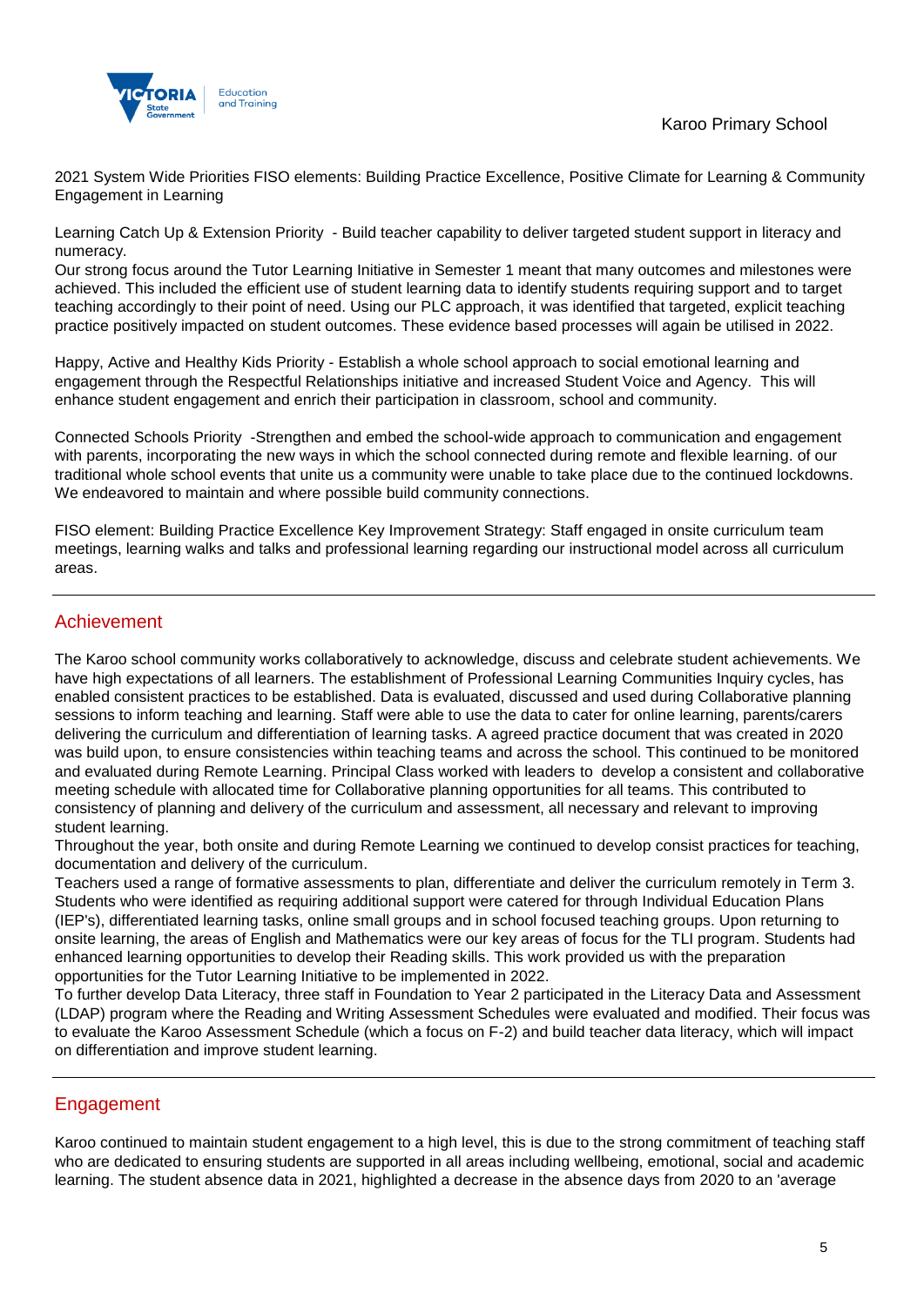2021 System Wide Priorities FISO elements: Building Practice Excellence, Positive Climate for Learning & Community Engagement in Learning

Learning Catch Up & Extension Priority - Build teacher capability to deliver targeted student support in literacy and numeracy.
Our strong focus around the Tutor Learning Initiative in Semester 1 meant that many outcomes and milestones were achieved. This included the efficient use of student learning data to identify students requiring support and to target teaching accordingly to their point of need. Using our PLC approach, it was identified that targeted, explicit teaching practice positively impacted on student outcomes. These evidence based processes will again be utilised in 2022.

Happy, Active and Healthy Kids Priority - Establish a whole school approach to social emotional learning and engagement through the Respectful Relationships initiative and increased Student Voice and Agency. This will enhance student engagement and enrich their participation in classroom, school and community.

Connected Schools Priority -Strengthen and embed the school-wide approach to communication and engagement with parents, incorporating the new ways in which the school connected during remote and flexible learning. of our traditional whole school events that unite us a community were unable to take place due to the continued lockdowns. We endeavored to maintain and where possible build community connections.

FISO element: Building Practice Excellence Key Improvement Strategy: Staff engaged in onsite curriculum team meetings, learning walks and talks and professional learning regarding our instructional model across all curriculum areas.

## Achievement

The Karoo school community works collaboratively to acknowledge, discuss and celebrate student achievements. We have high expectations of all learners. The establishment of Professional Learning Communities Inquiry cycles, has enabled consistent practices to be established. Data is evaluated, discussed and used during Collaborative planning sessions to inform teaching and learning. Staff were able to use the data to cater for online learning, parents/carers delivering the curriculum and differentiation of learning tasks. A agreed practice document that was created in 2020 was build upon, to ensure consistencies within teaching teams and across the school. This continued to be monitored and evaluated during Remote Learning. Principal Class worked with leaders to develop a consistent and collaborative meeting schedule with allocated time for Collaborative planning opportunities for all teams. This contributed to consistency of planning and delivery of the curriculum and assessment, all necessary and relevant to improving student learning.
Throughout the year, both onsite and during Remote Learning we continued to develop consist practices for teaching, documentation and delivery of the curriculum.
Teachers used a range of formative assessments to plan, differentiate and deliver the curriculum remotely in Term 3. Students who were identified as requiring additional support were catered for through Individual Education Plans (IEP's), differentiated learning tasks, online small groups and in school focused teaching groups. Upon returning to onsite learning, the areas of English and Mathematics were our key areas of focus for the TLI program. Students had enhanced learning opportunities to develop their Reading skills. This work provided us with the preparation opportunities for the Tutor Learning Initiative to be implemented in 2022.
To further develop Data Literacy, three staff in Foundation to Year 2 participated in the Literacy Data and Assessment (LDAP) program where the Reading and Writing Assessment Schedules were evaluated and modified. Their focus was to evaluate the Karoo Assessment Schedule (which a focus on F-2) and build teacher data literacy, which will impact on differentiation and improve student learning.

## Engagement

Karoo continued to maintain student engagement to a high level, this is due to the strong commitment of teaching staff who are dedicated to ensuring students are supported in all areas including wellbeing, emotional, social and academic learning. The student absence data in 2021, highlighted a decrease in the absence days from 2020 to an 'average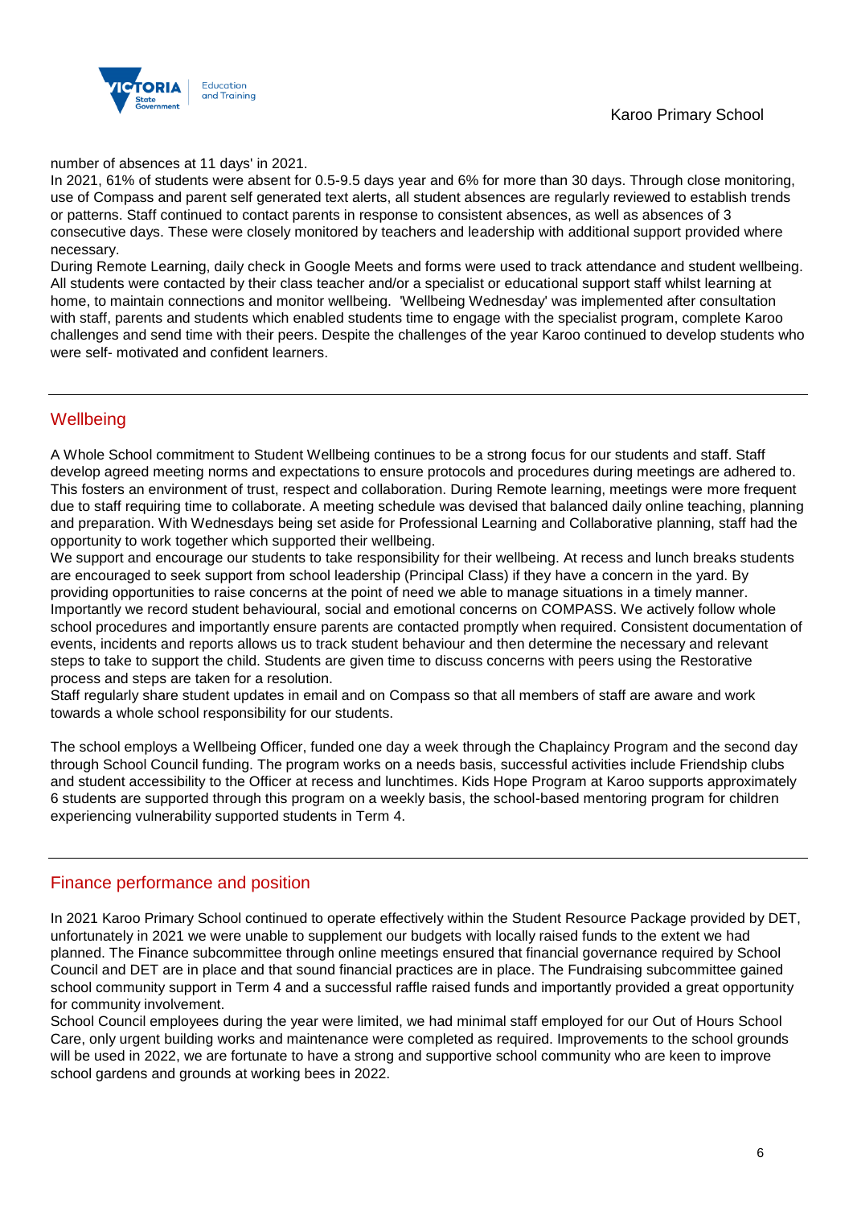number of absences at 11 days' in 2021.

In 2021, 61% of students were absent for 0.5-9.5 days year and 6% for more than 30 days. Through close monitoring, use of Compass and parent self generated text alerts, all student absences are regularly reviewed to establish trends or patterns. Staff continued to contact parents in response to consistent absences, as well as absences of 3 consecutive days. These were closely monitored by teachers and leadership with additional support provided where necessary.

During Remote Learning, daily check in Google Meets and forms were used to track attendance and student wellbeing. All students were contacted by their class teacher and/or a specialist or educational support staff whilst learning at home, to maintain connections and monitor wellbeing. 'Wellbeing Wednesday' was implemented after consultation with staff, parents and students which enabled students time to engage with the specialist program, complete Karoo challenges and send time with their peers. Despite the challenges of the year Karoo continued to develop students who were self- motivated and confident learners.

## Wellbeing

A Whole School commitment to Student Wellbeing continues to be a strong focus for our students and staff. Staff develop agreed meeting norms and expectations to ensure protocols and procedures during meetings are adhered to. This fosters an environment of trust, respect and collaboration. During Remote learning, meetings were more frequent due to staff requiring time to collaborate. A meeting schedule was devised that balanced daily online teaching, planning and preparation. With Wednesdays being set aside for Professional Learning and Collaborative planning, staff had the opportunity to work together which supported their wellbeing.

We support and encourage our students to take responsibility for their wellbeing. At recess and lunch breaks students are encouraged to seek support from school leadership (Principal Class) if they have a concern in the yard. By providing opportunities to raise concerns at the point of need we able to manage situations in a timely manner. Importantly we record student behavioural, social and emotional concerns on COMPASS. We actively follow whole school procedures and importantly ensure parents are contacted promptly when required. Consistent documentation of events, incidents and reports allows us to track student behaviour and then determine the necessary and relevant steps to take to support the child. Students are given time to discuss concerns with peers using the Restorative process and steps are taken for a resolution.

Staff regularly share student updates in email and on Compass so that all members of staff are aware and work towards a whole school responsibility for our students.

The school employs a Wellbeing Officer, funded one day a week through the Chaplaincy Program and the second day through School Council funding. The program works on a needs basis, successful activities include Friendship clubs and student accessibility to the Officer at recess and lunchtimes. Kids Hope Program at Karoo supports approximately 6 students are supported through this program on a weekly basis, the school-based mentoring program for children experiencing vulnerability supported students in Term 4.

## Finance performance and position

In 2021 Karoo Primary School continued to operate effectively within the Student Resource Package provided by DET, unfortunately in 2021 we were unable to supplement our budgets with locally raised funds to the extent we had planned. The Finance subcommittee through online meetings ensured that financial governance required by School Council and DET are in place and that sound financial practices are in place. The Fundraising subcommittee gained school community support in Term 4 and a successful raffle raised funds and importantly provided a great opportunity for community involvement.

School Council employees during the year were limited, we had minimal staff employed for our Out of Hours School Care, only urgent building works and maintenance were completed as required. Improvements to the school grounds will be used in 2022, we are fortunate to have a strong and supportive school community who are keen to improve school gardens and grounds at working bees in 2022.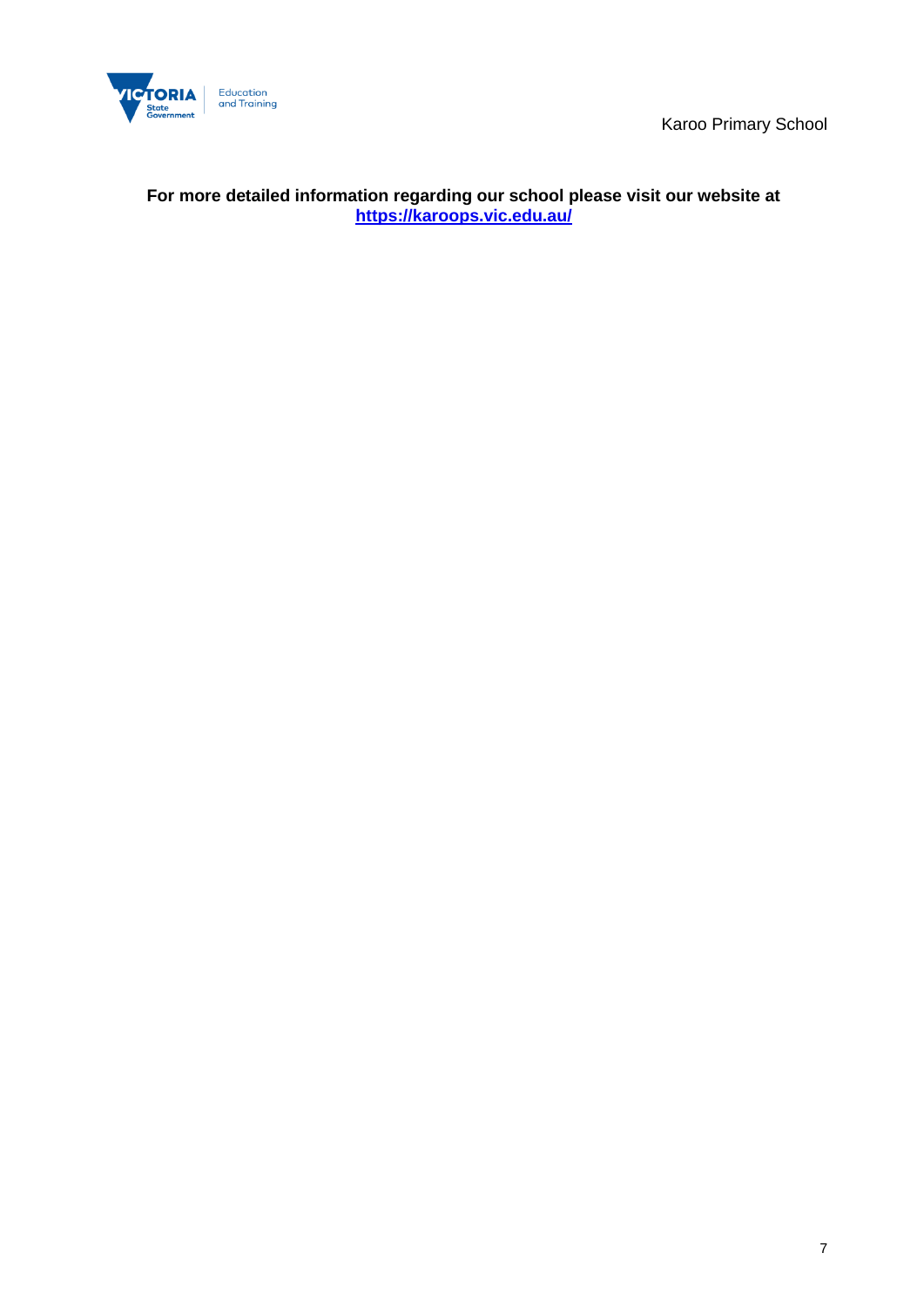**For more detailed information regarding our school please visit our website at [https://karoops.vic.edu.au/](https://karoops.vic.edu.au/)**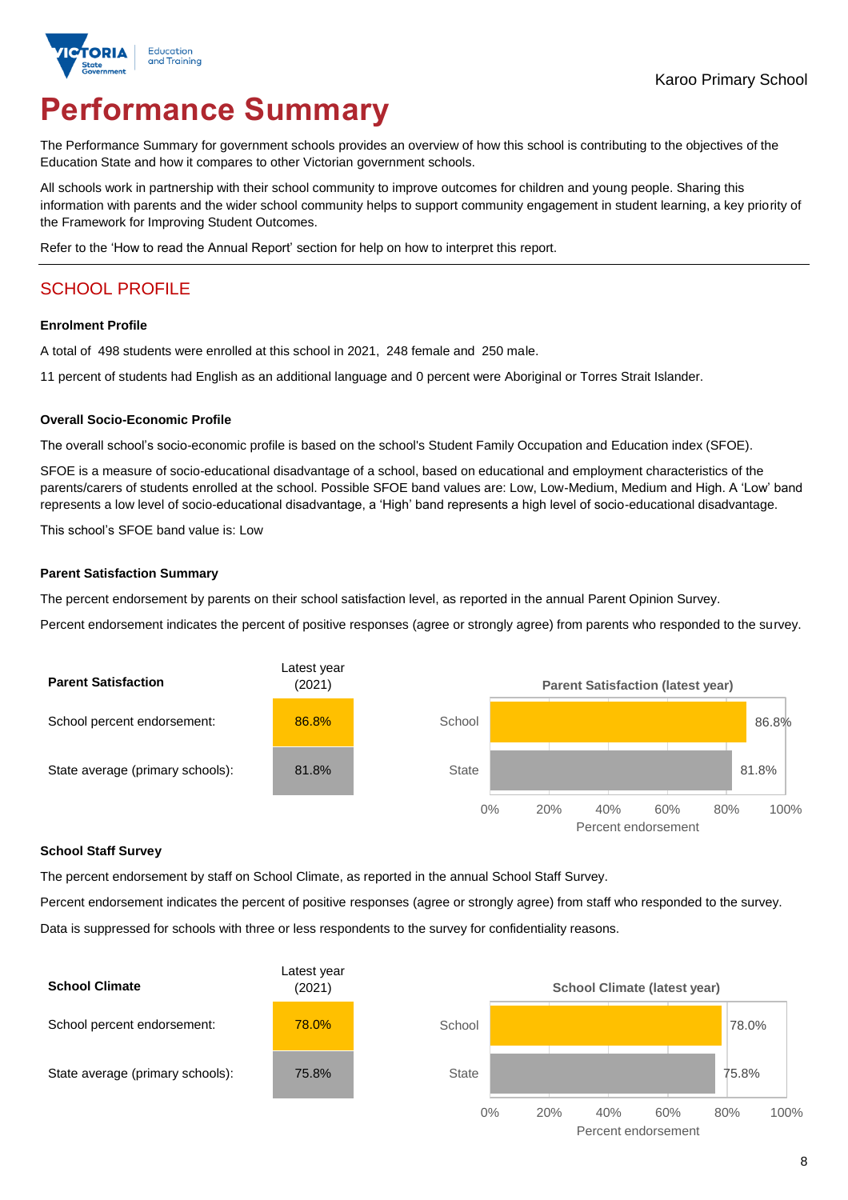Karoo Primary School

# Performance Summary

The Performance Summary for government schools provides an overview of how this school is contributing to the objectives of the Education State and how it compares to other Victorian government schools.

All schools work in partnership with their school community to improve outcomes for children and young people. Sharing this information with parents and the wider school community helps to support community engagement in student learning, a key priority of the Framework for Improving Student Outcomes.

Refer to the 'How to read the Annual Report' section for help on how to interpret this report.

## SCHOOL PROFILE

### Enrolment Profile

A total of 498 students were enrolled at this school in 2021, 248 female and 250 male.

11 percent of students had English as an additional language and 0 percent were Aboriginal or Torres Strait Islander.

### Overall Socio-Economic Profile

The overall school's socio-economic profile is based on the school's Student Family Occupation and Education index (SFOE).

SFOE is a measure of socio-educational disadvantage of a school, based on educational and employment characteristics of the parents/carers of students enrolled at the school. Possible SFOE band values are: Low, Low-Medium, Medium and High. A 'Low' band represents a low level of socio-educational disadvantage, a 'High' band represents a high level of socio-educational disadvantage.

This school's SFOE band value is: Low

### Parent Satisfaction Summary

The percent endorsement by parents on their school satisfaction level, as reported in the annual Parent Opinion Survey.

Percent endorsement indicates the percent of positive responses (agree or strongly agree) from parents who responded to the survey.

| Parent Satisfaction | Latest year (2021) |
|---|---|
| School percent endorsement: | 86.8% |
| State average (primary schools): | 81.8% |

**Parent Satisfaction (latest year)**

| | Percent endorsement |
|---|---|
| School | 86.8% |
| State | 81.8% |

### School Staff Survey

The percent endorsement by staff on School Climate, as reported in the annual School Staff Survey.

Percent endorsement indicates the percent of positive responses (agree or strongly agree) from staff who responded to the survey.

Data is suppressed for schools with three or less respondents to the survey for confidentiality reasons.

| School Climate | Latest year (2021) |
|---|---|
| School percent endorsement: | 78.0% |
| State average (primary schools): | 75.8% |

**School Climate (latest year)**

| | Percent endorsement |
|---|---|
| School | 78.0% |
| State | 75.8% |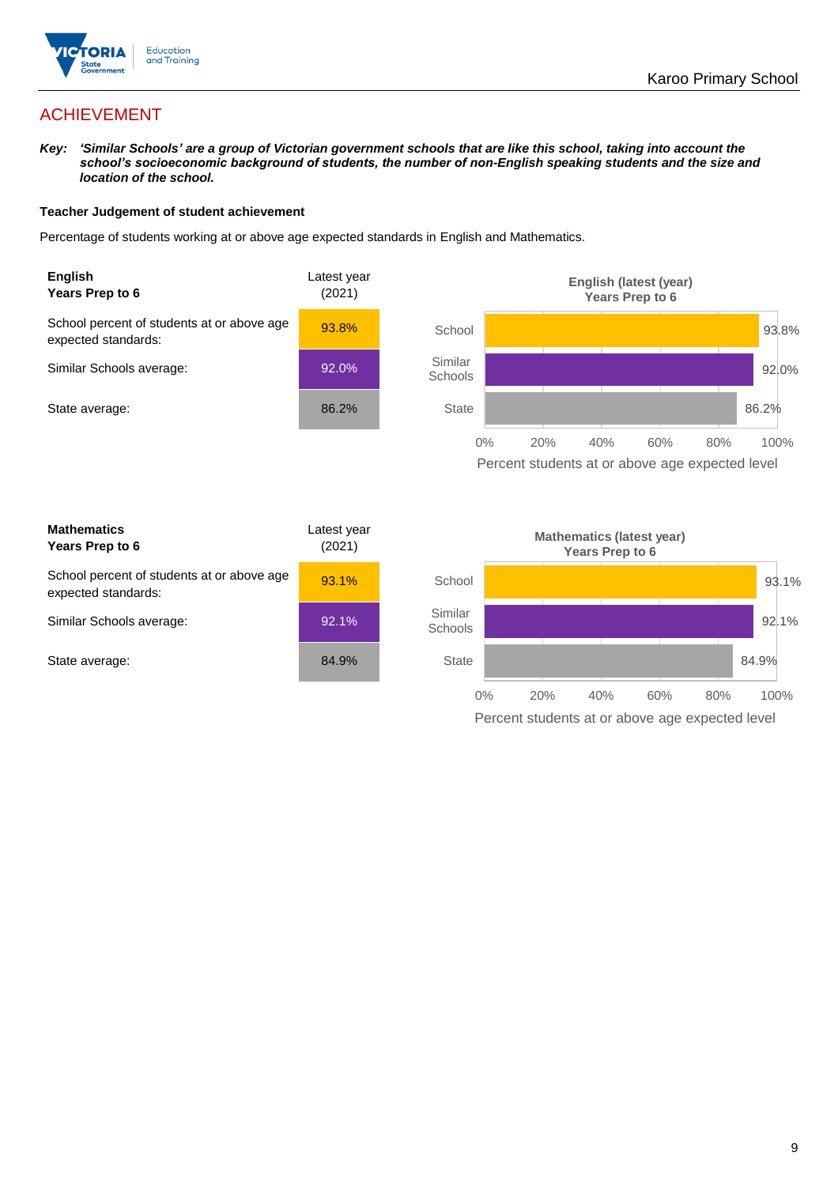# ACHIEVEMENT

***Key:*** ***'Similar Schools' are a group of Victorian government schools that are like this school, taking into account the school's socioeconomic background of students, the number of non-English speaking students and the size and location of the school.***

### Teacher Judgement of student achievement

Percentage of students working at or above age expected standards in English and Mathematics.

| **English**<br>**Years Prep to 6** | Latest year (2021) |
|---|---|
| School percent of students at or above age expected standards: | 93.8% |
| Similar Schools average: | 92.0% |
| State average: | 86.2% |

**English (latest (year) Years Prep to 6**

| | Percent students at or above age expected level |
|---|---|
| School | 93.8% |
| Similar Schools | 92.0% |
| State | 86.2% |

| **Mathematics**<br>**Years Prep to 6** | Latest year (2021) |
|---|---|
| School percent of students at or above age expected standards: | 93.1% |
| Similar Schools average: | 92.1% |
| State average: | 84.9% |

**Mathematics (latest year) Years Prep to 6**

| | Percent students at or above age expected level |
|---|---|
| School | 93.1% |
| Similar Schools | 92.1% |
| State | 84.9% |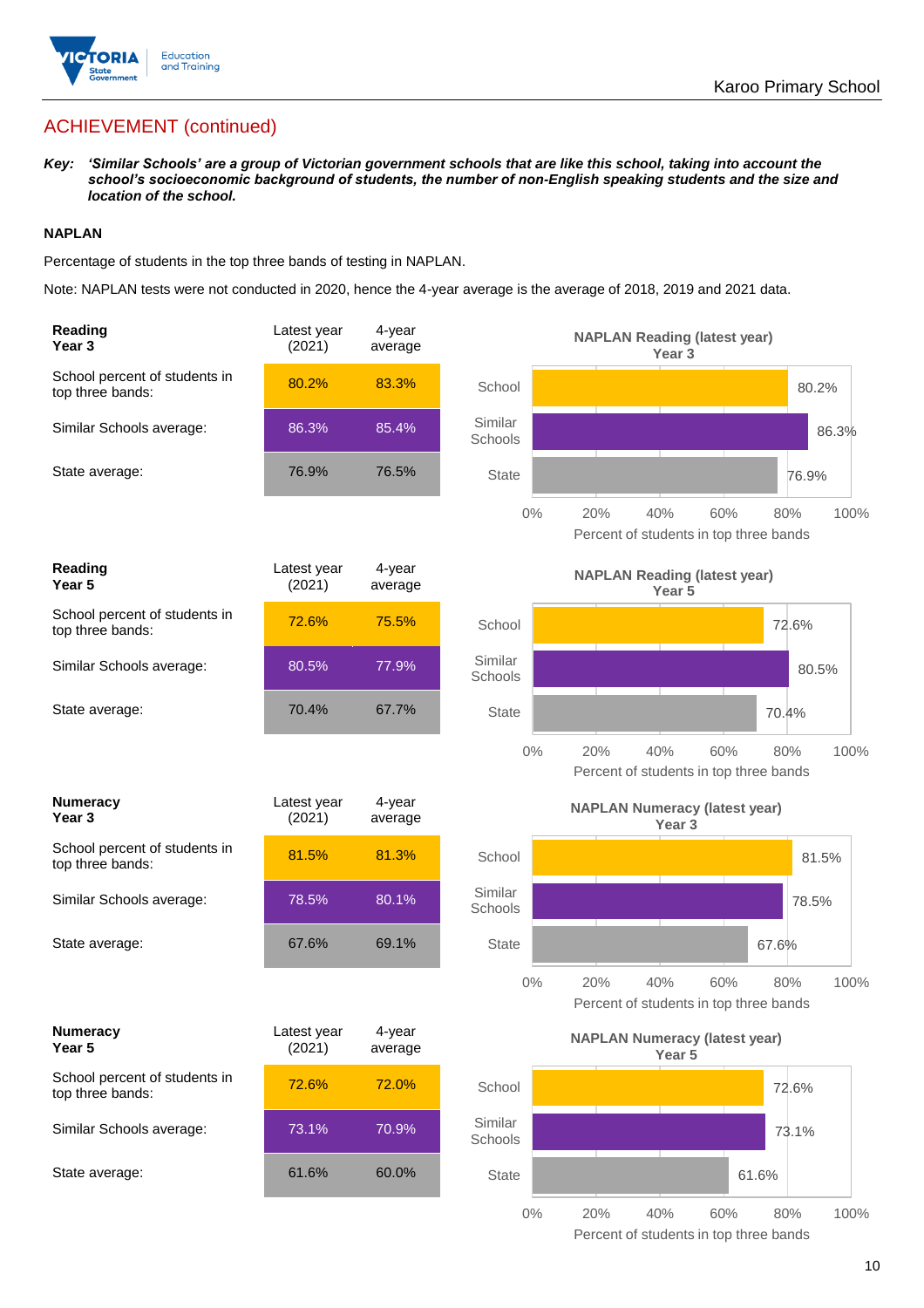## ACHIEVEMENT (continued)

***Key:*** ***'Similar Schools' are a group of Victorian government schools that are like this school, taking into account the school's socioeconomic background of students, the number of non-English speaking students and the size and location of the school.***

### NAPLAN

Percentage of students in the top three bands of testing in NAPLAN.

Note: NAPLAN tests were not conducted in 2020, hence the 4-year average is the average of 2018, 2019 and 2021 data.

| **Reading Year 3** | Latest year (2021) | 4-year average |
|---|---|---|
| School percent of students in top three bands: | 80.2% | 83.3% |
| Similar Schools average: | 86.3% | 85.4% |
| State average: | 76.9% | 76.5% |

**NAPLAN Reading (latest year) Year 3**

| | Percent of students in top three bands |
|---|---|
| School | 80.2% |
| Similar Schools | 86.3% |
| State | 76.9% |

| **Reading Year 5** | Latest year (2021) | 4-year average |
|---|---|---|
| School percent of students in top three bands: | 72.6% | 75.5% |
| Similar Schools average: | 80.5% | 77.9% |
| State average: | 70.4% | 67.7% |

**NAPLAN Reading (latest year) Year 5**

| | Percent of students in top three bands |
|---|---|
| School | 72.6% |
| Similar Schools | 80.5% |
| State | 70.4% |

| **Numeracy Year 3** | Latest year (2021) | 4-year average |
|---|---|---|
| School percent of students in top three bands: | 81.5% | 81.3% |
| Similar Schools average: | 78.5% | 80.1% |
| State average: | 67.6% | 69.1% |

**NAPLAN Numeracy (latest year) Year 3**

| | Percent of students in top three bands |
|---|---|
| School | 81.5% |
| Similar Schools | 78.5% |
| State | 67.6% |

| **Numeracy Year 5** | Latest year (2021) | 4-year average |
|---|---|---|
| School percent of students in top three bands: | 72.6% | 72.0% |
| Similar Schools average: | 73.1% | 70.9% |
| State average: | 61.6% | 60.0% |

**NAPLAN Numeracy (latest year) Year 5**

| | Percent of students in top three bands |
|---|---|
| School | 72.6% |
| Similar Schools | 73.1% |
| State | 61.6% |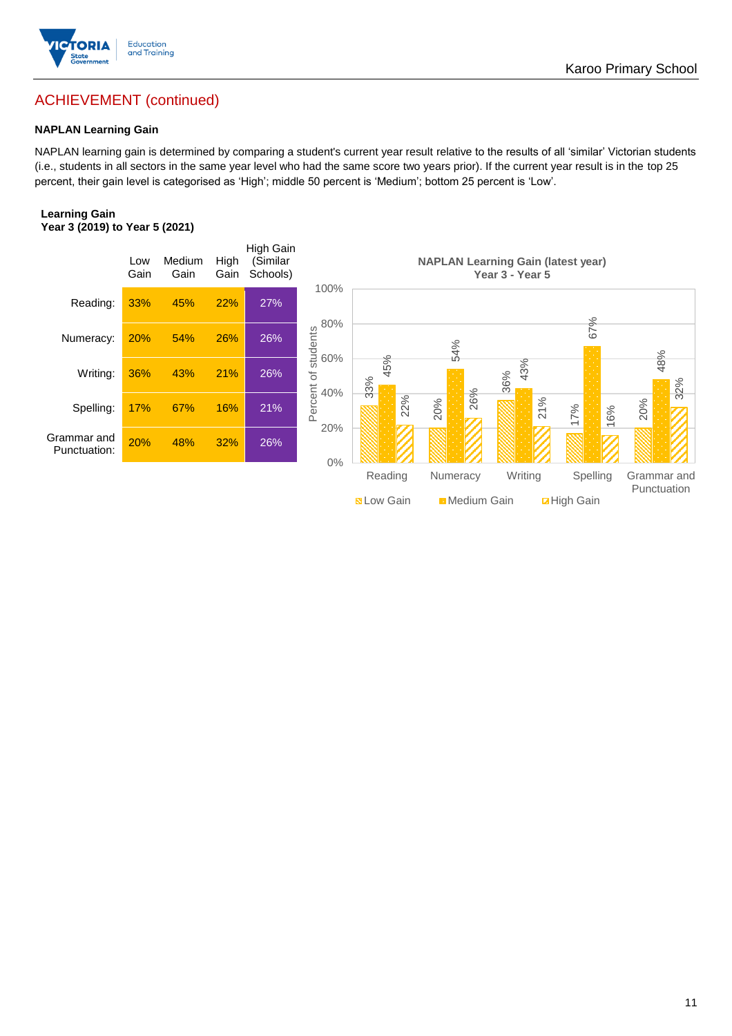# ACHIEVEMENT (continued)

### NAPLAN Learning Gain

NAPLAN learning gain is determined by comparing a student's current year result relative to the results of all 'similar' Victorian students (i.e., students in all sectors in the same year level who had the same score two years prior). If the current year result is in the top 25 percent, their gain level is categorised as 'High'; middle 50 percent is 'Medium'; bottom 25 percent is 'Low'.

**Learning Gain**
**Year 3 (2019) to Year 5 (2021)**

| | Low Gain | Medium Gain | High Gain | High Gain (Similar Schools) |
|---|---|---|---|---|
| Reading: | 33% | 45% | 22% | 27% |
| Numeracy: | 20% | 54% | 26% | 26% |
| Writing: | 36% | 43% | 21% | 26% |
| Spelling: | 17% | 67% | 16% | 21% |
| Grammar and Punctuation: | 20% | 48% | 32% | 26% |

**NAPLAN Learning Gain (latest year)**
**Year 3 - Year 5**

| | Low Gain | Medium Gain | High Gain |
|---|---|---|---|
| Reading | 33% | 45% | 22% |
| Numeracy | 20% | 54% | 26% |
| Writing | 36% | 43% | 21% |
| Spelling | 17% | 67% | 16% |
| Grammar and Punctuation | 20% | 48% | 32% |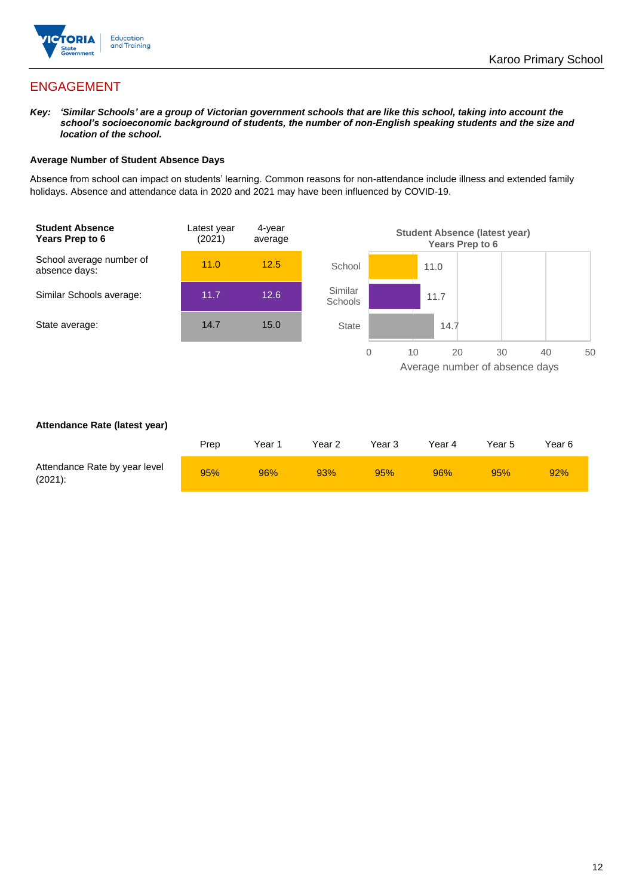## ENGAGEMENT

***Key:*** ***'Similar Schools' are a group of Victorian government schools that are like this school, taking into account the school's socioeconomic background of students, the number of non-English speaking students and the size and location of the school.***

### Average Number of Student Absence Days

Absence from school can impact on students' learning. Common reasons for non-attendance include illness and extended family holidays. Absence and attendance data in 2020 and 2021 may have been influenced by COVID-19.

| **Student Absence Years Prep to 6** | Latest year (2021) | 4-year average |
|---|---|---|
| School average number of absence days: | 11.0 | 12.5 |
| Similar Schools average: | 11.7 | 12.6 |
| State average: | 14.7 | 15.0 |

**Student Absence (latest year) Years Prep to 6**

| | Average number of absence days |
|---|---|
| School | 11.0 |
| Similar Schools | 11.7 |
| State | 14.7 |

### Attendance Rate (latest year)

| | Prep | Year 1 | Year 2 | Year 3 | Year 4 | Year 5 | Year 6 |
|---|---|---|---|---|---|---|---|
| Attendance Rate by year level (2021): | 95% | 96% | 93% | 95% | 96% | 95% | 92% |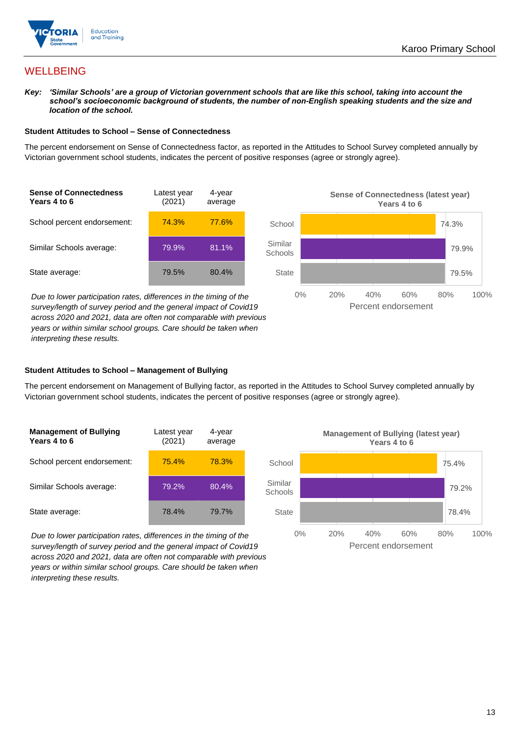# WELLBEING

***Key:*** ***'Similar Schools' are a group of Victorian government schools that are like this school, taking into account the school's socioeconomic background of students, the number of non-English speaking students and the size and location of the school.***

### Student Attitudes to School – Sense of Connectedness

The percent endorsement on Sense of Connectedness factor, as reported in the Attitudes to School Survey completed annually by Victorian government school students, indicates the percent of positive responses (agree or strongly agree).

| Sense of Connectedness Years 4 to 6 | Latest year (2021) | 4-year average |
|---|---|---|
| School percent endorsement: | 74.3% | 77.6% |
| Similar Schools average: | 79.9% | 81.1% |
| State average: | 79.5% | 80.4% |

**Sense of Connectedness (latest year) Years 4 to 6**

| | Percent endorsement |
|---|---|
| School | 74.3% |
| Similar Schools | 79.9% |
| State | 79.5% |

*Due to lower participation rates, differences in the timing of the survey/length of survey period and the general impact of Covid19 across 2020 and 2021, data are often not comparable with previous years or within similar school groups. Care should be taken when interpreting these results.*

### Student Attitudes to School – Management of Bullying

The percent endorsement on Management of Bullying factor, as reported in the Attitudes to School Survey completed annually by Victorian government school students, indicates the percent of positive responses (agree or strongly agree).

| Management of Bullying Years 4 to 6 | Latest year (2021) | 4-year average |
|---|---|---|
| School percent endorsement: | 75.4% | 78.3% |
| Similar Schools average: | 79.2% | 80.4% |
| State average: | 78.4% | 79.7% |

**Management of Bullying (latest year) Years 4 to 6**

| | Percent endorsement |
|---|---|
| School | 75.4% |
| Similar Schools | 79.2% |
| State | 78.4% |

*Due to lower participation rates, differences in the timing of the survey/length of survey period and the general impact of Covid19 across 2020 and 2021, data are often not comparable with previous years or within similar school groups. Care should be taken when interpreting these results.*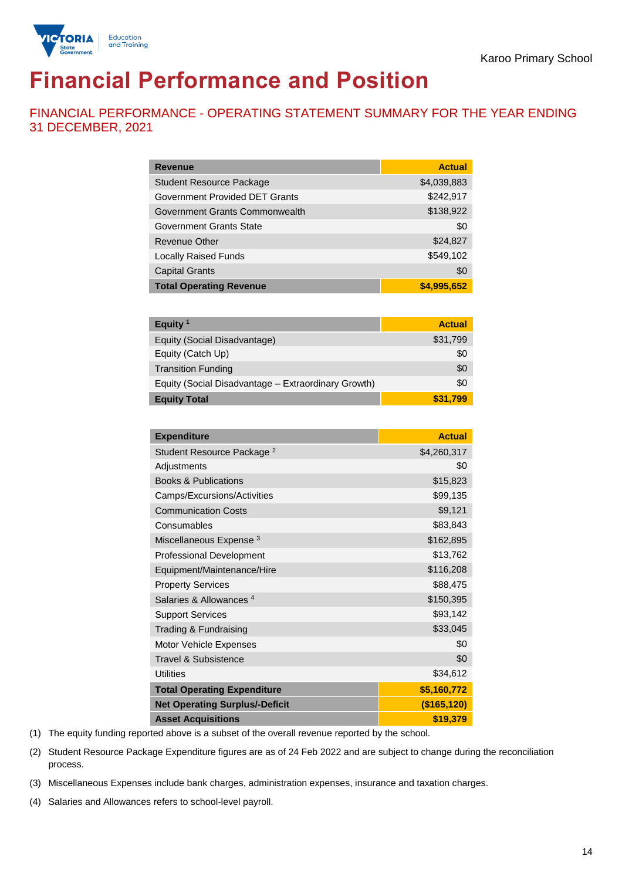Karoo Primary School

# Financial Performance and Position

## FINANCIAL PERFORMANCE - OPERATING STATEMENT SUMMARY FOR THE YEAR ENDING 31 DECEMBER, 2021

| Revenue | Actual |
|---|---|
| Student Resource Package | $4,039,883 |
| Government Provided DET Grants | $242,917 |
| Government Grants Commonwealth | $138,922 |
| Government Grants State | $0 |
| Revenue Other | $24,827 |
| Locally Raised Funds | $549,102 |
| Capital Grants | $0 |
| **Total Operating Revenue** | **$4,995,652** |

| Equity [1] | Actual |
|---|---|
| Equity (Social Disadvantage) | $31,799 |
| Equity (Catch Up) | $0 |
| Transition Funding | $0 |
| Equity (Social Disadvantage – Extraordinary Growth) | $0 |
| **Equity Total** | **$31,799** |

| Expenditure | Actual |
|---|---|
| Student Resource Package [2] | $4,260,317 |
| Adjustments | $0 |
| Books & Publications | $15,823 |
| Camps/Excursions/Activities | $99,135 |
| Communication Costs | $9,121 |
| Consumables | $83,843 |
| Miscellaneous Expense [3] | $162,895 |
| Professional Development | $13,762 |
| Equipment/Maintenance/Hire | $116,208 |
| Property Services | $88,475 |
| Salaries & Allowances [4] | $150,395 |
| Support Services | $93,142 |
| Trading & Fundraising | $33,045 |
| Motor Vehicle Expenses | $0 |
| Travel & Subsistence | $0 |
| Utilities | $34,612 |
| **Total Operating Expenditure** | **$5,160,772** |
| **Net Operating Surplus/-Deficit** | **($165,120)** |
| **Asset Acquisitions** | **$19,379** |

(1) The equity funding reported above is a subset of the overall revenue reported by the school.

(2) Student Resource Package Expenditure figures are as of 24 Feb 2022 and are subject to change during the reconciliation process.

(3) Miscellaneous Expenses include bank charges, administration expenses, insurance and taxation charges.

(4) Salaries and Allowances refers to school-level payroll.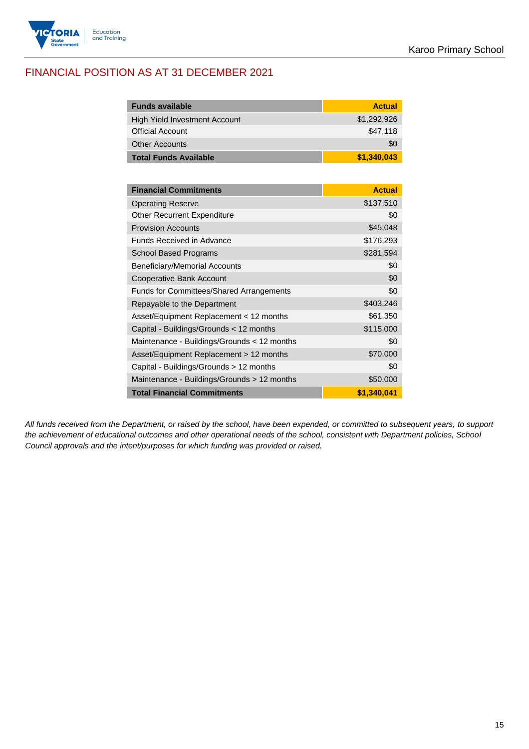## FINANCIAL POSITION AS AT 31 DECEMBER 2021

| Funds available | Actual |
|---|---|
| High Yield Investment Account | $1,292,926 |
| Official Account | $47,118 |
| Other Accounts | $0 |
| **Total Funds Available** | **$1,340,043** |

| Financial Commitments | Actual |
|---|---|
| Operating Reserve | $137,510 |
| Other Recurrent Expenditure | $0 |
| Provision Accounts | $45,048 |
| Funds Received in Advance | $176,293 |
| School Based Programs | $281,594 |
| Beneficiary/Memorial Accounts | $0 |
| Cooperative Bank Account | $0 |
| Funds for Committees/Shared Arrangements | $0 |
| Repayable to the Department | $403,246 |
| Asset/Equipment Replacement < 12 months | $61,350 |
| Capital - Buildings/Grounds < 12 months | $115,000 |
| Maintenance - Buildings/Grounds < 12 months | $0 |
| Asset/Equipment Replacement > 12 months | $70,000 |
| Capital - Buildings/Grounds > 12 months | $0 |
| Maintenance - Buildings/Grounds > 12 months | $50,000 |
| **Total Financial Commitments** | **$1,340,041** |

*All funds received from the Department, or raised by the school, have been expended, or committed to subsequent years, to support the achievement of educational outcomes and other operational needs of the school, consistent with Department policies, School Council approvals and the intent/purposes for which funding was provided or raised.*